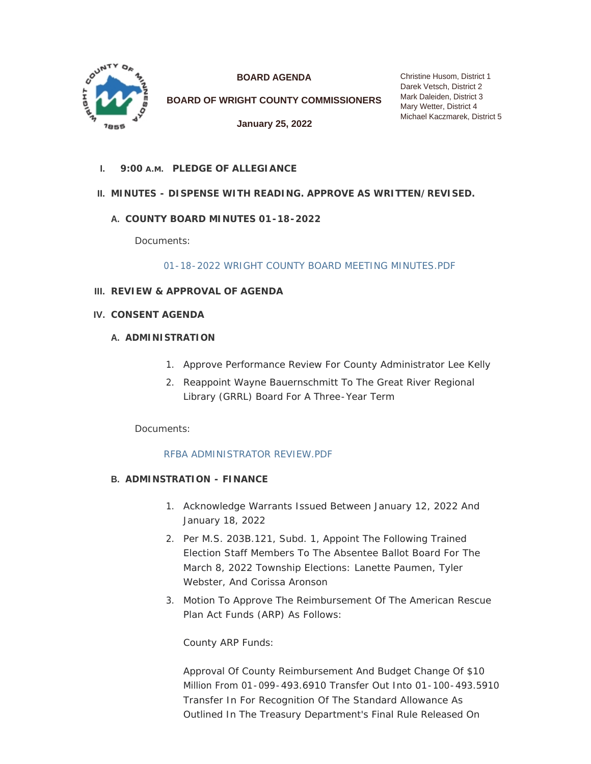**BOARD AGENDA**

**BOARD OF WRIGHT COUNTY COMMISSIONERS**

**January 25, 2022**

Christine Husom, District 1
Darek Vetsch, District 2
Mark Daleiden, District 3
Mary Wetter, District 4
Michael Kaczmarek, District 5

## I. 9:00 A.M. PLEDGE OF ALLEGIANCE

## II. MINUTES - DISPENSE WITH READING. APPROVE AS WRITTEN/REVISED.

### A. COUNTY BOARD MINUTES 01-18-2022

Documents:

01-18-2022 WRIGHT COUNTY BOARD MEETING MINUTES.PDF

## III. REVIEW & APPROVAL OF AGENDA

## IV. CONSENT AGENDA

### A. ADMINISTRATION

1. Approve Performance Review For County Administrator Lee Kelly
2. Reappoint Wayne Bauernschmitt To The Great River Regional Library (GRRL) Board For A Three-Year Term

Documents:

RFBA ADMINISTRATOR REVIEW.PDF

### B. ADMINSTRATION - FINANCE

1. Acknowledge Warrants Issued Between January 12, 2022 And January 18, 2022
2. Per M.S. 203B.121, Subd. 1, Appoint The Following Trained Election Staff Members To The Absentee Ballot Board For The March 8, 2022 Township Elections: Lanette Paumen, Tyler Webster, And Corissa Aronson
3. Motion To Approve The Reimbursement Of The American Rescue Plan Act Funds (ARP) As Follows:

   County ARP Funds:

   Approval Of County Reimbursement And Budget Change Of $10 Million From 01-099-493.6910 Transfer Out Into 01-100-493.5910 Transfer In For Recognition Of The Standard Allowance As Outlined In The Treasury Department's Final Rule Released On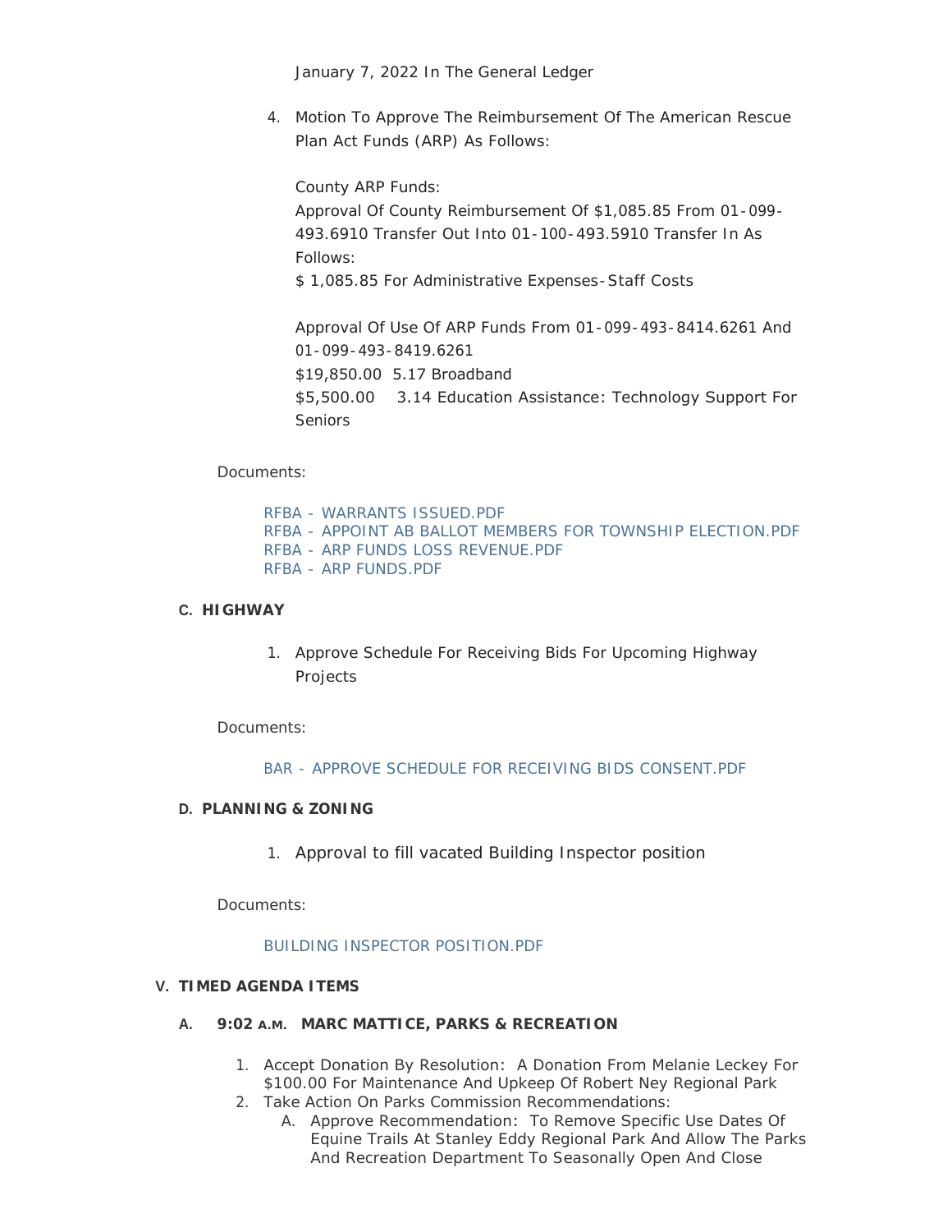January 7, 2022 In The General Ledger

4. Motion To Approve The Reimbursement Of The American Rescue Plan Act Funds (ARP) As Follows:

   County ARP Funds:
   Approval Of County Reimbursement Of $1,085.85 From 01-099-493.6910 Transfer Out Into 01-100-493.5910 Transfer In As Follows:
   $ 1,085.85 For Administrative Expenses-Staff Costs

   Approval Of Use Of ARP Funds From 01-099-493-8414.6261 And 01-099-493-8419.6261
   $19,850.00 5.17 Broadband
   $5,500.00 3.14 Education Assistance: Technology Support For Seniors

Documents:

RFBA - WARRANTS ISSUED.PDF
RFBA - APPOINT AB BALLOT MEMBERS FOR TOWNSHIP ELECTION.PDF
RFBA - ARP FUNDS LOSS REVENUE.PDF
RFBA - ARP FUNDS.PDF

### C. HIGHWAY

1. Approve Schedule For Receiving Bids For Upcoming Highway Projects

Documents:

BAR - APPROVE SCHEDULE FOR RECEIVING BIDS CONSENT.PDF

### D. PLANNING & ZONING

1. Approval to fill vacated Building Inspector position

Documents:

BUILDING INSPECTOR POSITION.PDF

## V. TIMED AGENDA ITEMS

### A. 9:02 A.M. MARC MATTICE, PARKS & RECREATION

1. Accept Donation By Resolution: A Donation From Melanie Leckey For $100.00 For Maintenance And Upkeep Of Robert Ney Regional Park
2. Take Action On Parks Commission Recommendations:
   A. Approve Recommendation: To Remove Specific Use Dates Of Equine Trails At Stanley Eddy Regional Park And Allow The Parks And Recreation Department To Seasonally Open And Close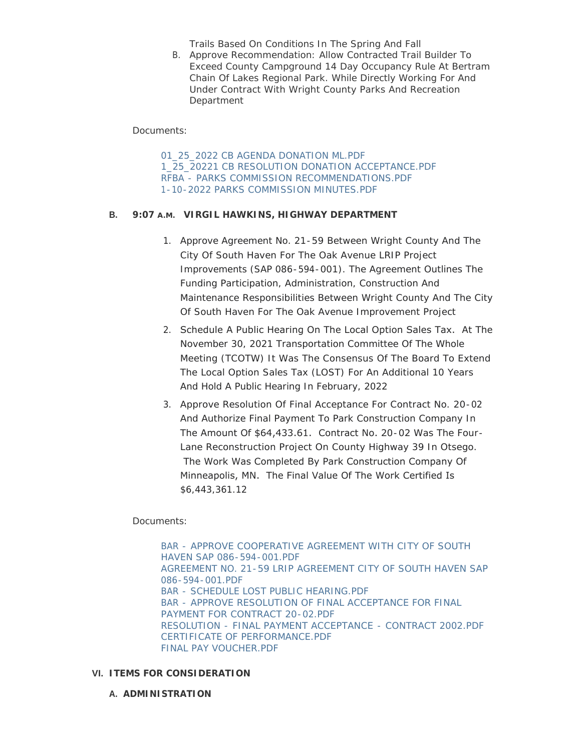Trails Based On Conditions In The Spring And Fall

B. Approve Recommendation: Allow Contracted Trail Builder To Exceed County Campground 14 Day Occupancy Rule At Bertram Chain Of Lakes Regional Park. While Directly Working For And Under Contract With Wright County Parks And Recreation Department

Documents:

01_25_2022 CB AGENDA DONATION ML.PDF
1_25_20221 CB RESOLUTION DONATION ACCEPTANCE.PDF
RFBA - PARKS COMMISSION RECOMMENDATIONS.PDF
1-10-2022 PARKS COMMISSION MINUTES.PDF

**B. 9:07 A.M. VIRGIL HAWKINS, HIGHWAY DEPARTMENT**

1. Approve Agreement No. 21-59 Between Wright County And The City Of South Haven For The Oak Avenue LRIP Project Improvements (SAP 086-594-001). The Agreement Outlines The Funding Participation, Administration, Construction And Maintenance Responsibilities Between Wright County And The City Of South Haven For The Oak Avenue Improvement Project
2. Schedule A Public Hearing On The Local Option Sales Tax. At The November 30, 2021 Transportation Committee Of The Whole Meeting (TCOTW) It Was The Consensus Of The Board To Extend The Local Option Sales Tax (LOST) For An Additional 10 Years And Hold A Public Hearing In February, 2022
3. Approve Resolution Of Final Acceptance For Contract No. 20-02 And Authorize Final Payment To Park Construction Company In The Amount Of $64,433.61. Contract No. 20-02 Was The Four-Lane Reconstruction Project On County Highway 39 In Otsego. The Work Was Completed By Park Construction Company Of Minneapolis, MN. The Final Value Of The Work Certified Is $6,443,361.12

Documents:

BAR - APPROVE COOPERATIVE AGREEMENT WITH CITY OF SOUTH HAVEN SAP 086-594-001.PDF
AGREEMENT NO. 21-59 LRIP AGREEMENT CITY OF SOUTH HAVEN SAP 086-594-001.PDF
BAR - SCHEDULE LOST PUBLIC HEARING.PDF
BAR - APPROVE RESOLUTION OF FINAL ACCEPTANCE FOR FINAL PAYMENT FOR CONTRACT 20-02.PDF
RESOLUTION - FINAL PAYMENT ACCEPTANCE - CONTRACT 2002.PDF
CERTIFICATE OF PERFORMANCE.PDF
FINAL PAY VOUCHER.PDF

## VI. ITEMS FOR CONSIDERATION

### A. ADMINISTRATION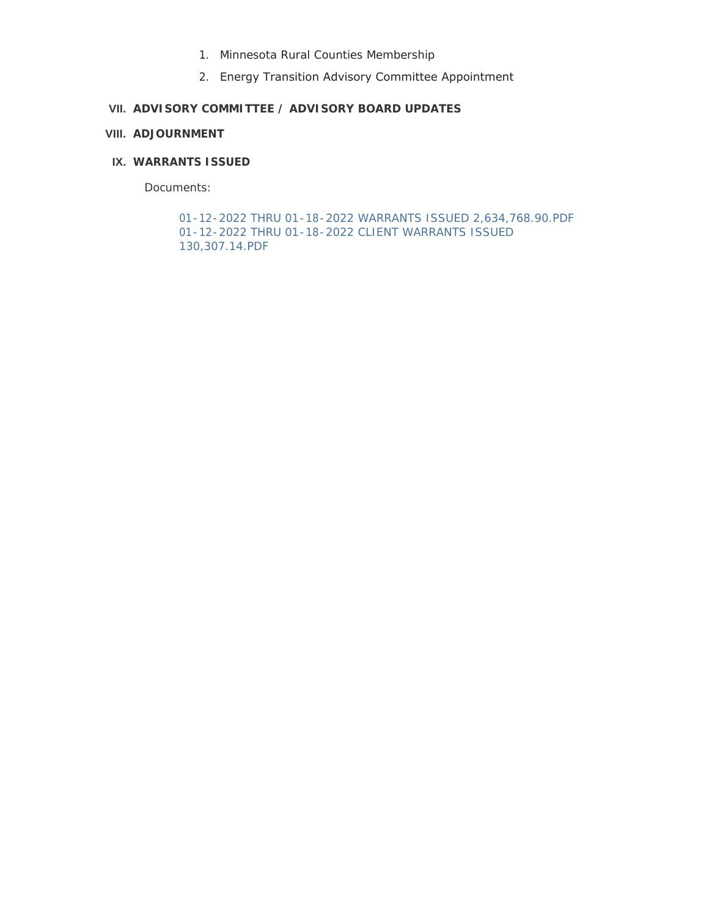1. Minnesota Rural Counties Membership
2. Energy Transition Advisory Committee Appointment

## VII. ADVISORY COMMITTEE / ADVISORY BOARD UPDATES

## VIII. ADJOURNMENT

## IX. WARRANTS ISSUED

Documents:

01-12-2022 THRU 01-18-2022 WARRANTS ISSUED 2,634,768.90.PDF
01-12-2022 THRU 01-18-2022 CLIENT WARRANTS ISSUED 130,307.14.PDF